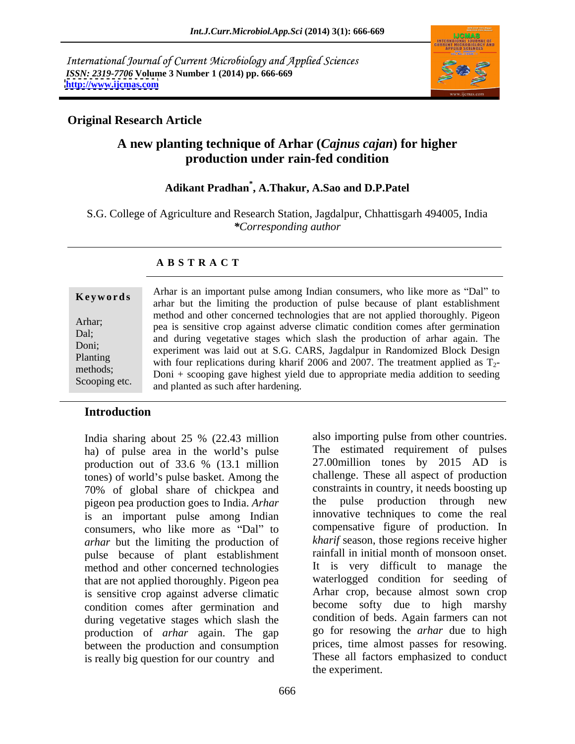International Journal of Current Microbiology and Applied Sciences
*ISSN: 2319-7706* **Volume 3 Number 1 (2014) pp. 666-669**
**http://www.ijcmas.com**

**Original Research Article**

# A new planting technique of Arhar (*Cajnus cajan*) for higher production under rain-fed condition

**Adikant Pradhan\*, A.Thakur, A.Sao and D.P.Patel**

S.G. College of Agriculture and Research Station, Jagdalpur, Chhattisgarh 494005, India
*\*Corresponding author*

## ABSTRACT

**Keywords**

Arhar; Dal; Doni; Planting methods; Scooping etc.

Arhar is an important pulse among Indian consumers, who like more as "Dal" to arhar but the limiting the production of pulse because of plant establishment method and other concerned technologies that are not applied thoroughly. Pigeon pea is sensitive crop against adverse climatic condition comes after germination and during vegetative stages which slash the production of arhar again. The experiment was laid out at S.G. CARS, Jagdalpur in Randomized Block Design with four replications during kharif 2006 and 2007. The treatment applied as $T_2$-Doni + scooping gave highest yield due to appropriate media addition to seeding and planted as such after hardening.

## Introduction

India sharing about 25 % (22.43 million ha) of pulse area in the world's pulse production out of 33.6 % (13.1 million tones) of world's pulse basket. Among the 70% of global share of chickpea and pigeon pea production goes to India. *Arhar* is an important pulse among Indian consumers, who like more as "Dal" to *arhar* but the limiting the production of pulse because of plant establishment method and other concerned technologies that are not applied thoroughly. Pigeon pea is sensitive crop against adverse climatic condition comes after germination and during vegetative stages which slash the production of *arhar* again. The gap between the production and consumption is really big question for our country and also importing pulse from other countries. The estimated requirement of pulses 27.00million tones by 2015 AD is challenge. These all aspect of production constraints in country, it needs boosting up the pulse production through new innovative techniques to come the real compensative figure of production. In *kharif* season, those regions receive higher rainfall in initial month of monsoon onset. It is very difficult to manage the waterlogged condition for seeding of Arhar crop, because almost sown crop become softy due to high marshy condition of beds. Again farmers can not go for resowing the *arhar* due to high prices, time almost passes for resowing. These all factors emphasized to conduct the experiment.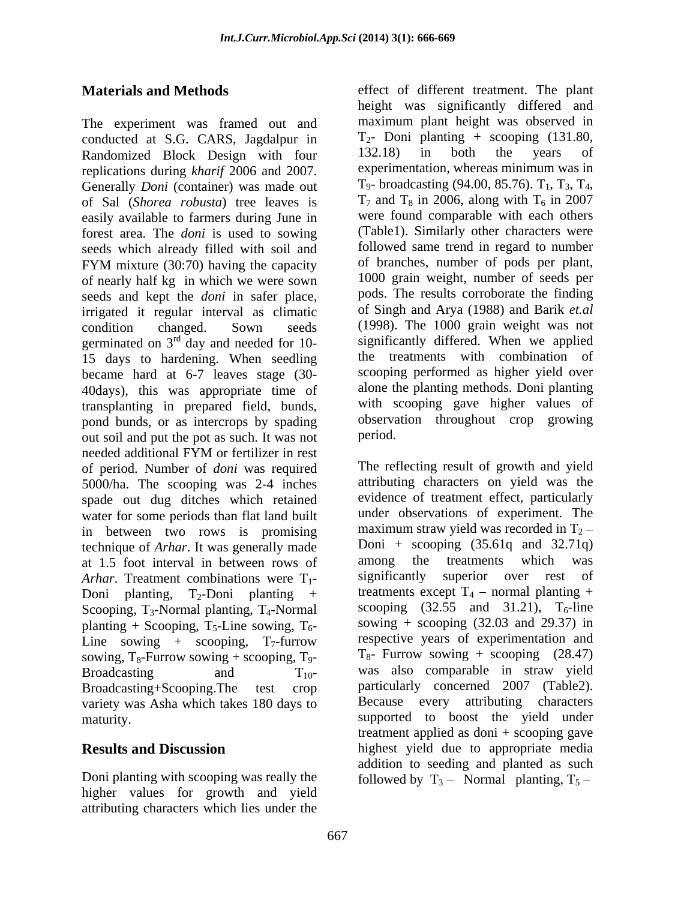## Materials and Methods

The experiment was framed out and conducted at S.G. CARS, Jagdalpur in Randomized Block Design with four replications during *kharif* 2006 and 2007. Generally *Doni* (container) was made out of Sal (*Shorea robusta*) tree leaves is easily available to farmers during June in forest area. The *doni* is used to sowing seeds which already filled with soil and FYM mixture (30:70) having the capacity of nearly half kg in which we were sown seeds and kept the *doni* in safer place, irrigated it regular interval as climatic condition changed. Sown seeds germinated on 3rd day and needed for 10-15 days to hardening. When seedling became hard at 6-7 leaves stage (30-40days), this was appropriate time of transplanting in prepared field, bunds, pond bunds, or as intercrops by spading out soil and put the pot as such. It was not needed additional FYM or fertilizer in rest of period. Number of *doni* was required 5000/ha. The scooping was 2-4 inches spade out dug ditches which retained water for some periods than flat land built in between two rows is promising technique of *Arhar*. It was generally made at 1.5 foot interval in between rows of *Arhar*. Treatment combinations were $T_1$-Doni planting, $T_2$-Doni planting + Scooping, $T_3$-Normal planting, $T_4$-Normal planting + Scooping, $T_5$-Line sowing, $T_6$-Line sowing + scooping, $T_7$-furrow sowing, $T_8$-Furrow sowing + scooping, $T_9$-Broadcasting and $T_{10}$-Broadcasting+Scooping.The test crop variety was Asha which takes 180 days to maturity.

## Results and Discussion

Doni planting with scooping was really the higher values for growth and yield attributing characters which lies under the effect of different treatment. The plant height was significantly differed and maximum plant height was observed in $T_2$- Doni planting + scooping (131.80, 132.18) in both the years of experimentation, whereas minimum was in $T_9$- broadcasting (94.00, 85.76). $T_1$, $T_3$, $T_4$, $T_7$ and $T_8$ in 2006, along with $T_6$ in 2007 were found comparable with each others (Table1). Similarly other characters were followed same trend in regard to number of branches, number of pods per plant, 1000 grain weight, number of seeds per pods. The results corroborate the finding of Singh and Arya (1988) and Barik *et.al* (1998). The 1000 grain weight was not significantly differed. When we applied the treatments with combination of scooping performed as higher yield over alone the planting methods. Doni planting with scooping gave higher values of observation throughout crop growing period.

The reflecting result of growth and yield attributing characters on yield was the evidence of treatment effect, particularly under observations of experiment. The maximum straw yield was recorded in $T_2$ – Doni + scooping (35.61q and 32.71q) among the treatments which was significantly superior over rest of treatments except $T_4$ – normal planting + scooping (32.55 and 31.21), $T_6$-line sowing + scooping (32.03 and 29.37) in respective years of experimentation and $T_8$- Furrow sowing + scooping (28.47) was also comparable in straw yield particularly concerned 2007 (Table2). Because every attributing characters supported to boost the yield under treatment applied as doni + scooping gave highest yield due to appropriate media addition to seeding and planted as such followed by $T_3$ – Normal planting, $T_5$ –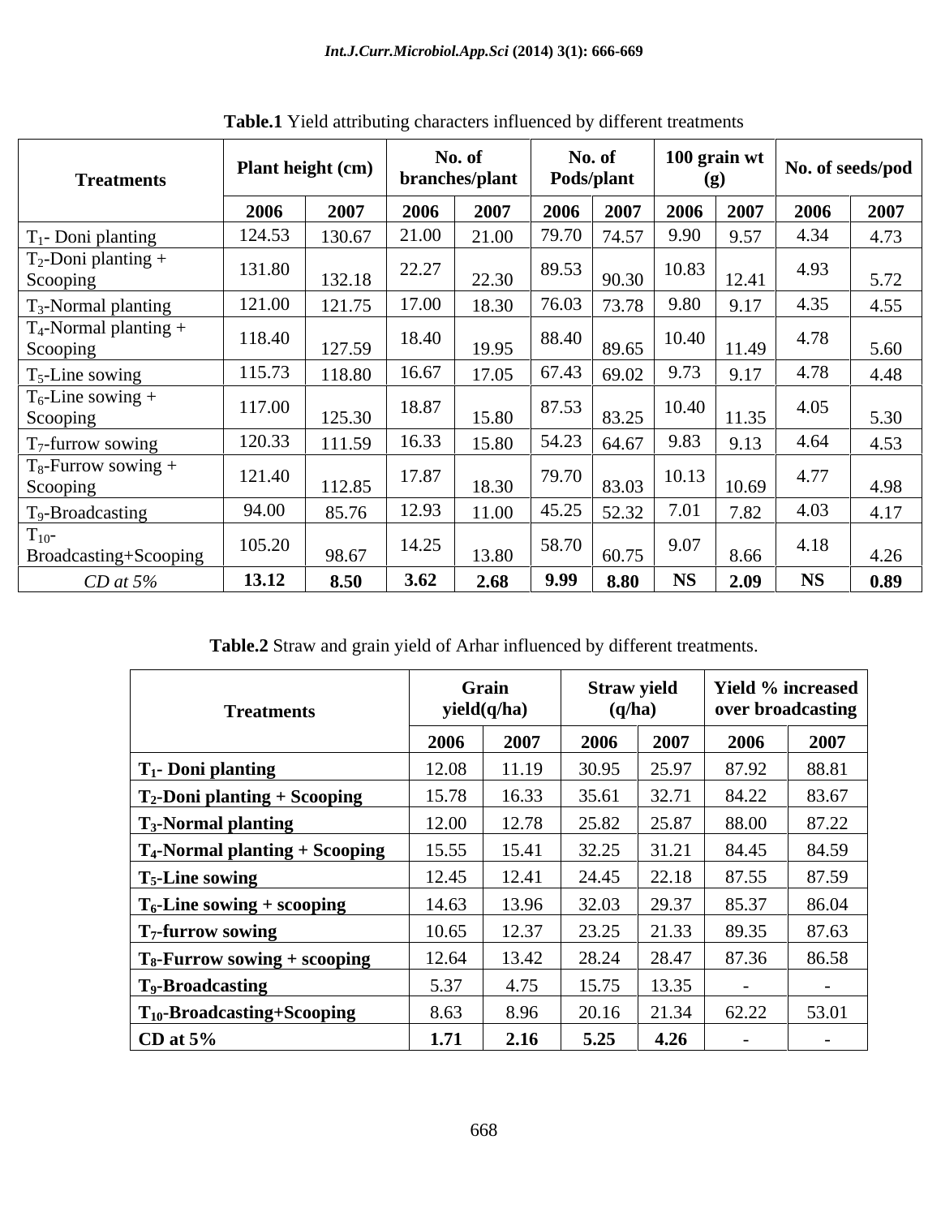**Table.1** Yield attributing characters influenced by different treatments

| Treatments | Plant height (cm) | | No. of branches/plant | | No. of Pods/plant | | 100 grain wt (g) | | No. of seeds/pod | |
|---|---|---|---|---|---|---|---|---|---|---|
| | 2006 | 2007 | 2006 | 2007 | 2006 | 2007 | 2006 | 2007 | 2006 | 2007 |
| $T_1$- Doni planting | 124.53 | 130.67 | 21.00 | 21.00 | 79.70 | 74.57 | 9.90 | 9.57 | 4.34 | 4.73 |
| $T_2$-Doni planting + Scooping | 131.80 | 132.18 | 22.27 | 22.30 | 89.53 | 90.30 | 10.83 | 12.41 | 4.93 | 5.72 |
| $T_3$-Normal planting | 121.00 | 121.75 | 17.00 | 18.30 | 76.03 | 73.78 | 9.80 | 9.17 | 4.35 | 4.55 |
| $T_4$-Normal planting + Scooping | 118.40 | 127.59 | 18.40 | 19.95 | 88.40 | 89.65 | 10.40 | 11.49 | 4.78 | 5.60 |
| $T_5$-Line sowing | 115.73 | 118.80 | 16.67 | 17.05 | 67.43 | 69.02 | 9.73 | 9.17 | 4.78 | 4.48 |
| $T_6$-Line sowing + Scooping | 117.00 | 125.30 | 18.87 | 15.80 | 87.53 | 83.25 | 10.40 | 11.35 | 4.05 | 5.30 |
| $T_7$-furrow sowing | 120.33 | 111.59 | 16.33 | 15.80 | 54.23 | 64.67 | 9.83 | 9.13 | 4.64 | 4.53 |
| $T_8$-Furrow sowing + Scooping | 121.40 | 112.85 | 17.87 | 18.30 | 79.70 | 83.03 | 10.13 | 10.69 | 4.77 | 4.98 |
| $T_9$-Broadcasting | 94.00 | 85.76 | 12.93 | 11.00 | 45.25 | 52.32 | 7.01 | 7.82 | 4.03 | 4.17 |
| $T_{10}$-Broadcasting+Scooping | 105.20 | 98.67 | 14.25 | 13.80 | 58.70 | 60.75 | 9.07 | 8.66 | 4.18 | 4.26 |
| *CD at 5%* | **13.12** | **8.50** | **3.62** | **2.68** | **9.99** | **8.80** | **NS** | **2.09** | **NS** | **0.89** |

**Table.2** Straw and grain yield of Arhar influenced by different treatments.

| Treatments | Grain yield(q/ha) | | Straw yield (q/ha) | | Yield % increased over broadcasting | |
|---|---|---|---|---|---|---|
| | 2006 | 2007 | 2006 | 2007 | 2006 | 2007 |
| **$T_1$- Doni planting** | 12.08 | 11.19 | 30.95 | 25.97 | 87.92 | 88.81 |
| **$T_2$-Doni planting + Scooping** | 15.78 | 16.33 | 35.61 | 32.71 | 84.22 | 83.67 |
| **$T_3$-Normal planting** | 12.00 | 12.78 | 25.82 | 25.87 | 88.00 | 87.22 |
| **$T_4$-Normal planting + Scooping** | 15.55 | 15.41 | 32.25 | 31.21 | 84.45 | 84.59 |
| **$T_5$-Line sowing** | 12.45 | 12.41 | 24.45 | 22.18 | 87.55 | 87.59 |
| **$T_6$-Line sowing + scooping** | 14.63 | 13.96 | 32.03 | 29.37 | 85.37 | 86.04 |
| **$T_7$-furrow sowing** | 10.65 | 12.37 | 23.25 | 21.33 | 89.35 | 87.63 |
| **$T_8$-Furrow sowing + scooping** | 12.64 | 13.42 | 28.24 | 28.47 | 87.36 | 86.58 |
| **$T_9$-Broadcasting** | 5.37 | 4.75 | 15.75 | 13.35 | - | - |
| **$T_{10}$-Broadcasting+Scooping** | 8.63 | 8.96 | 20.16 | 21.34 | 62.22 | 53.01 |
| **CD at 5%** | **1.71** | **2.16** | **5.25** | **4.26** | - | - |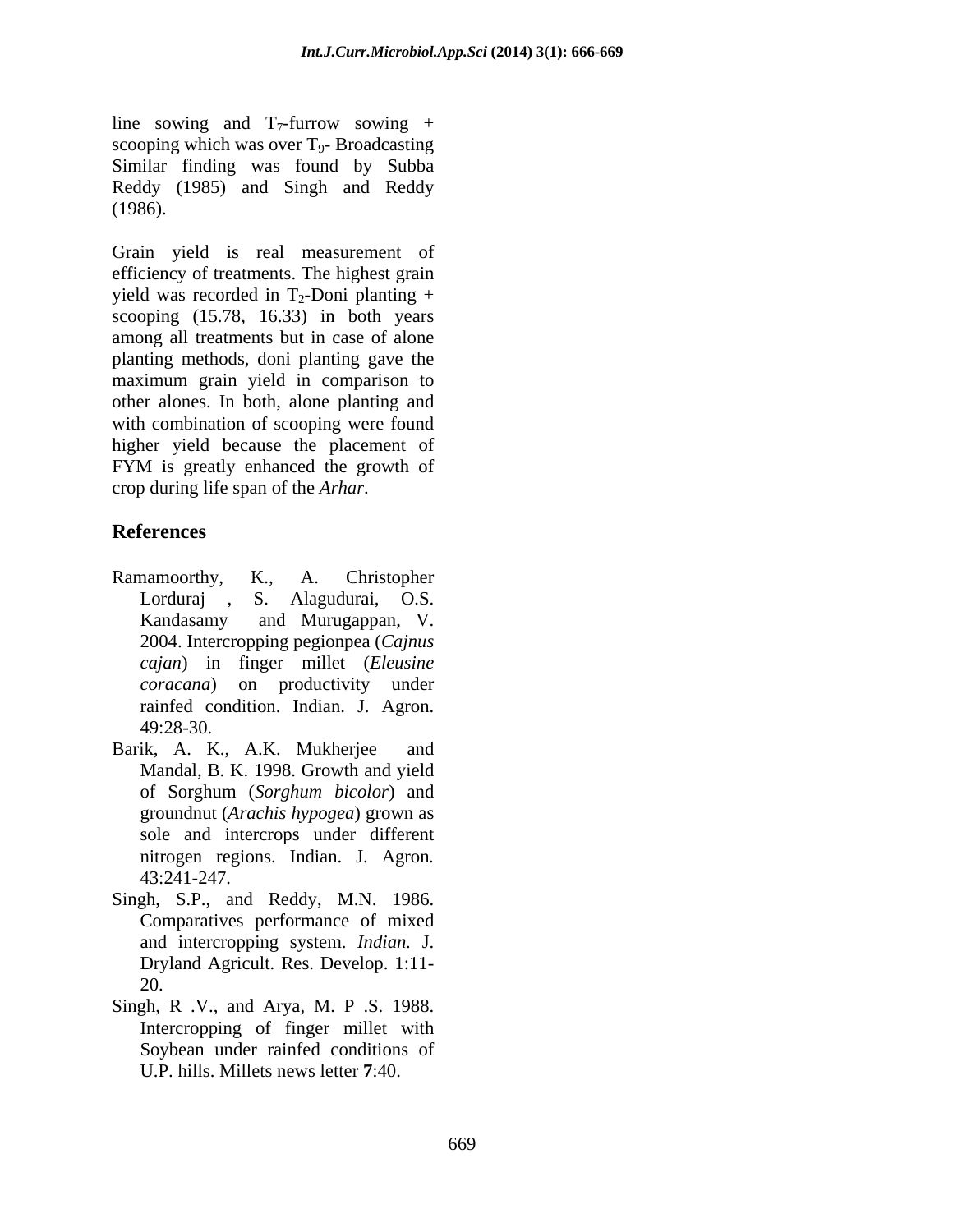line sowing and $T_7$-furrow sowing + scooping which was over $T_9$- Broadcasting Similar finding was found by Subba Reddy (1985) and Singh and Reddy (1986).

Grain yield is real measurement of efficiency of treatments. The highest grain yield was recorded in $T_2$-Doni planting + scooping (15.78, 16.33) in both years among all treatments but in case of alone planting methods, doni planting gave the maximum grain yield in comparison to other alones. In both, alone planting and with combination of scooping were found higher yield because the placement of FYM is greatly enhanced the growth of crop during life span of the *Arhar*.

## References

- Ramamoorthy, K., A. Christopher Lorduraj , S. Alagudurai, O.S. Kandasamy and Murugappan, V. 2004. Intercropping pegionpea (*Cajnus cajan*) in finger millet (*Eleusine coracana*) on productivity under rainfed condition. Indian. J. Agron. 49:28-30.
- Barik, A. K., A.K. Mukherjee and Mandal, B. K. 1998. Growth and yield of Sorghum (*Sorghum bicolor*) and groundnut (*Arachis hypogea*) grown as sole and intercrops under different nitrogen regions. Indian. J. Agron. 43:241-247.
- Singh, S.P., and Reddy, M.N. 1986. Comparatives performance of mixed and intercropping system. *Indian.* J. Dryland Agricult. Res. Develop. 1:11-20.
- Singh, R .V., and Arya, M. P .S. 1988. Intercropping of finger millet with Soybean under rainfed conditions of U.P. hills. Millets news letter **7**:40.